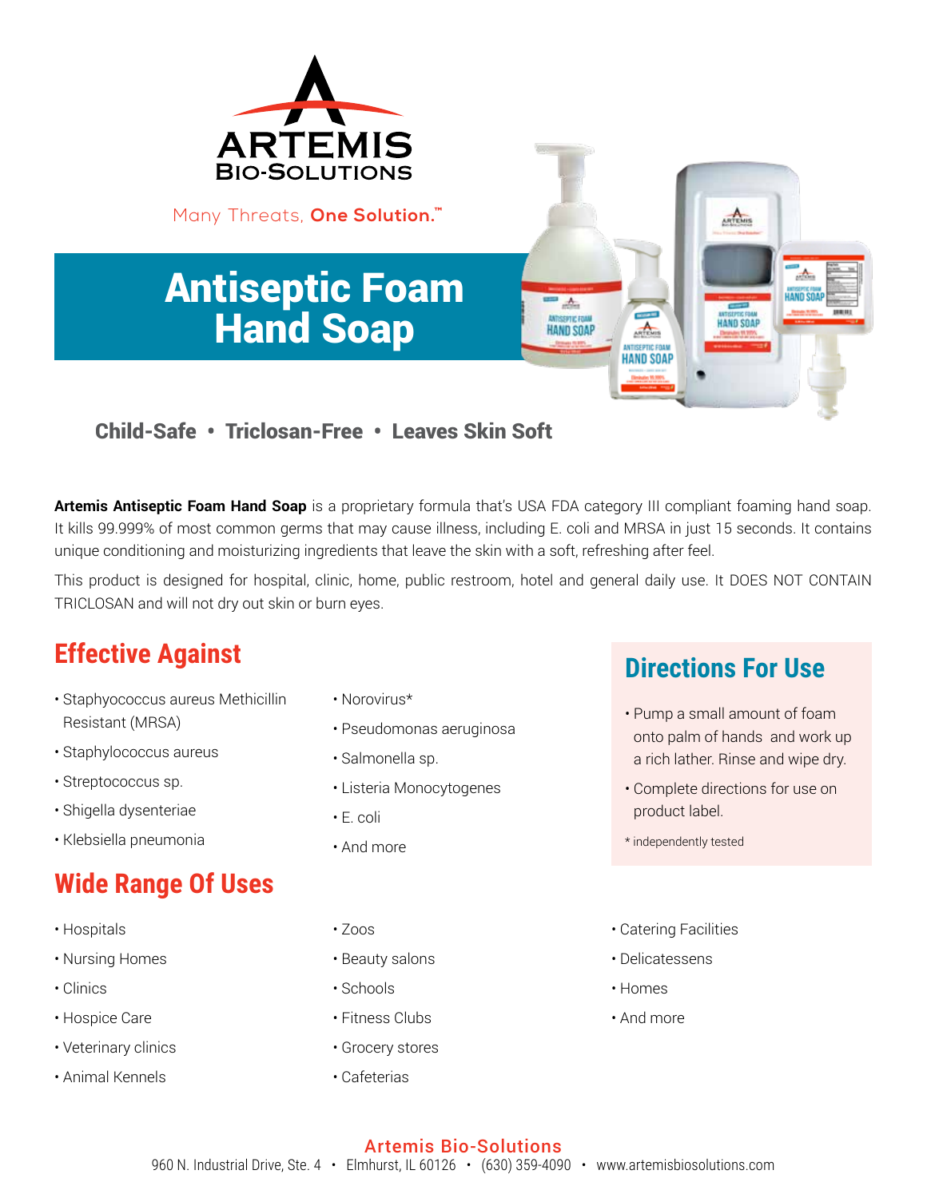# ARTEMIS BIO-SOLUTIONS

Many Threats, **One Solution.™**

# Antiseptic Foam Hand Soap

**Child-Safe • Triclosan-Free • Leaves Skin Soft**

**Artemis Antiseptic Foam Hand Soap** is a proprietary formula that's USA FDA category III compliant foaming hand soap. It kills 99.999% of most common germs that may cause illness, including E. coli and MRSA in just 15 seconds. It contains unique conditioning and moisturizing ingredients that leave the skin with a soft, refreshing after feel.

This product is designed for hospital, clinic, home, public restroom, hotel and general daily use. It DOES NOT CONTAIN TRICLOSAN and will not dry out skin or burn eyes.

## Effective Against

- Staphyococcus aureus Methicillin Resistant (MRSA)
- Staphylococcus aureus
- Streptococcus sp.
- Shigella dysenteriae
- Klebsiella pneumonia
- Norovirus*
- Pseudomonas aeruginosa
- Salmonella sp.
- Listeria Monocytogenes
- E. coli
- And more

## Directions For Use

- Pump a small amount of foam onto palm of hands and work up a rich lather. Rinse and wipe dry.
- Complete directions for use on product label.

\* independently tested

## Wide Range Of Uses

- Hospitals
- Nursing Homes
- Clinics
- Hospice Care
- Veterinary clinics
- Animal Kennels
- Zoos
- Beauty salons
- Schools
- Fitness Clubs
- Grocery stores
- Cafeterias
- Catering Facilities
- Delicatessens
- Homes
- And more

**Artemis Bio-Solutions**
960 N. Industrial Drive, Ste. 4 • Elmhurst, IL 60126 • (630) 359-4090 • www.artemisbiosolutions.com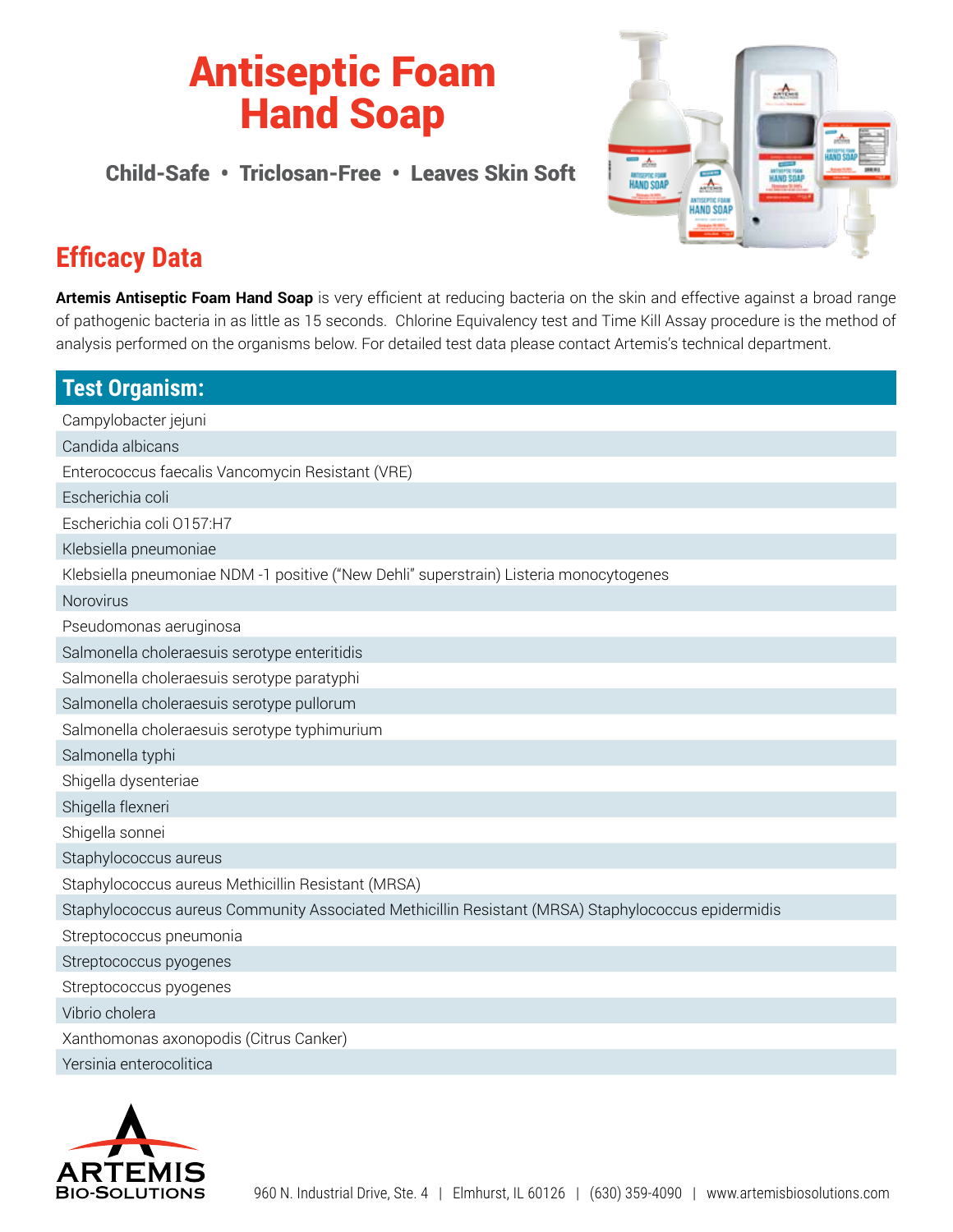# Antiseptic Foam Hand Soap

**Child-Safe • Triclosan-Free • Leaves Skin Soft**

## Efficacy Data

**Artemis Antiseptic Foam Hand Soap** is very efficient at reducing bacteria on the skin and effective against a broad range of pathogenic bacteria in as little as 15 seconds. Chlorine Equivalency test and Time Kill Assay procedure is the method of analysis performed on the organisms below. For detailed test data please contact Artemis's technical department.

| Test Organism: |
|---|
| Campylobacter jejuni |
| Candida albicans |
| Enterococcus faecalis Vancomycin Resistant (VRE) |
| Escherichia coli |
| Escherichia coli O157:H7 |
| Klebsiella pneumoniae |
| Klebsiella pneumoniae NDM -1 positive ("New Dehli" superstrain) Listeria monocytogenes |
| Norovirus |
| Pseudomonas aeruginosa |
| Salmonella choleraesuis serotype enteritidis |
| Salmonella choleraesuis serotype paratyphi |
| Salmonella choleraesuis serotype pullorum |
| Salmonella choleraesuis serotype typhimurium |
| Salmonella typhi |
| Shigella dysenteriae |
| Shigella flexneri |
| Shigella sonnei |
| Staphylococcus aureus |
| Staphylococcus aureus Methicillin Resistant (MRSA) |
| Staphylococcus aureus Community Associated Methicillin Resistant (MRSA) Staphylococcus epidermidis |
| Streptococcus pneumonia |
| Streptococcus pyogenes |
| Streptococcus pyogenes |
| Vibrio cholera |
| Xanthomonas axonopodis (Citrus Canker) |
| Yersinia enterocolitica |

ARTEMIS BIO-SOLUTIONS

960 N. Industrial Drive, Ste. 4 | Elmhurst, IL 60126 | (630) 359-4090 | www.artemisbiosolutions.com